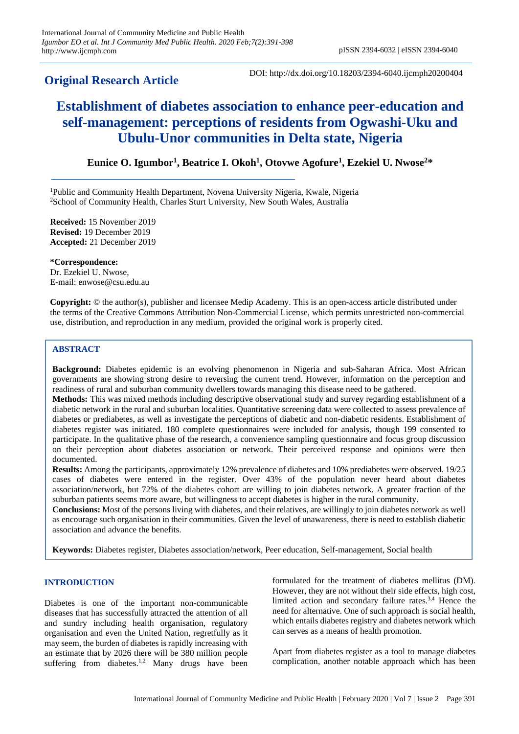**Original Research Article**

DOI: http://dx.doi.org/10.18203/2394-6040.ijcmph20200404

# Establishment of diabetes association to enhance peer-education and self-management: perceptions of residents from Ogwashi-Uku and Ubulu-Unor communities in Delta state, Nigeria

**Eunice O. Igumbor[1], Beatrice I. Okoh[1], Otovwe Agofure[1], Ezekiel U. Nwose[2]***

[1]Public and Community Health Department, Novena University Nigeria, Kwale, Nigeria
[2]School of Community Health, Charles Sturt University, New South Wales, Australia

**Received:** 15 November 2019
**Revised:** 19 December 2019
**Accepted:** 21 December 2019

***Correspondence:**
Dr. Ezekiel U. Nwose,
E-mail: enwose@csu.edu.au

**Copyright:** © the author(s), publisher and licensee Medip Academy. This is an open-access article distributed under the terms of the Creative Commons Attribution Non-Commercial License, which permits unrestricted non-commercial use, distribution, and reproduction in any medium, provided the original work is properly cited.

## ABSTRACT

**Background:** Diabetes epidemic is an evolving phenomenon in Nigeria and sub-Saharan Africa. Most African governments are showing strong desire to reversing the current trend. However, information on the perception and readiness of rural and suburban community dwellers towards managing this disease need to be gathered.

**Methods:** This was mixed methods including descriptive observational study and survey regarding establishment of a diabetic network in the rural and suburban localities. Quantitative screening data were collected to assess prevalence of diabetes or prediabetes, as well as investigate the perceptions of diabetic and non-diabetic residents. Establishment of diabetes register was initiated. 180 complete questionnaires were included for analysis, though 199 consented to participate. In the qualitative phase of the research, a convenience sampling questionnaire and focus group discussion on their perception about diabetes association or network. Their perceived response and opinions were then documented.

**Results:** Among the participants, approximately 12% prevalence of diabetes and 10% prediabetes were observed. 19/25 cases of diabetes were entered in the register. Over 43% of the population never heard about diabetes association/network, but 72% of the diabetes cohort are willing to join diabetes network. A greater fraction of the suburban patients seems more aware, but willingness to accept diabetes is higher in the rural community.

**Conclusions:** Most of the persons living with diabetes, and their relatives, are willingly to join diabetes network as well as encourage such organisation in their communities. Given the level of unawareness, there is need to establish diabetic association and advance the benefits.

**Keywords:** Diabetes register, Diabetes association/network, Peer education, Self-management, Social health

## INTRODUCTION

Diabetes is one of the important non-communicable diseases that has successfully attracted the attention of all and sundry including health organisation, regulatory organisation and even the United Nation, regretfully as it may seem, the burden of diabetes is rapidly increasing with an estimate that by 2026 there will be 380 million people suffering from diabetes.[1,2] Many drugs have been formulated for the treatment of diabetes mellitus (DM). However, they are not without their side effects, high cost, limited action and secondary failure rates.[3,4] Hence the need for alternative. One of such approach is social health, which entails diabetes registry and diabetes network which can serves as a means of health promotion.

Apart from diabetes register as a tool to manage diabetes complication, another notable approach which has been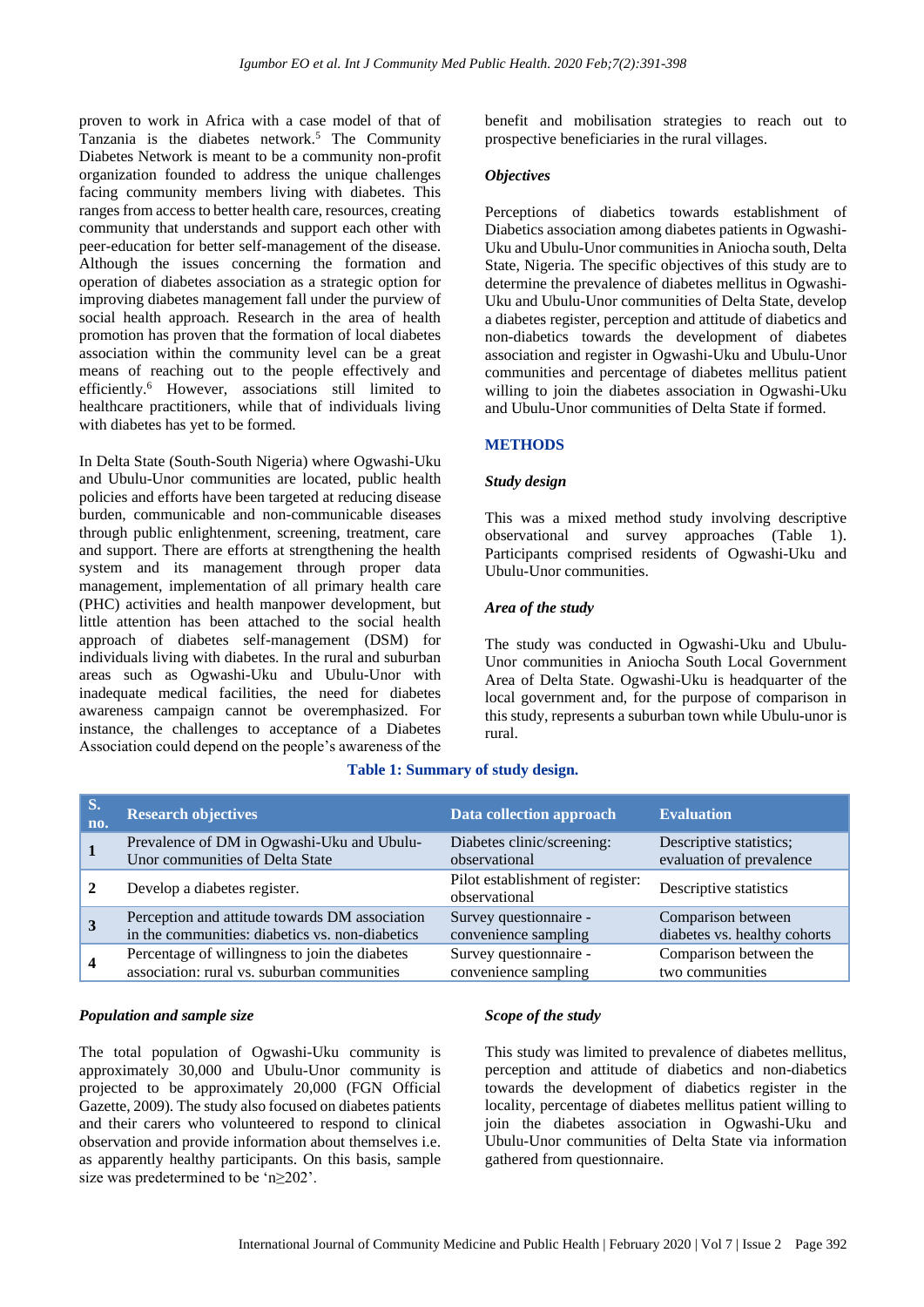proven to work in Africa with a case model of that of Tanzania is the diabetes network.[5] The Community Diabetes Network is meant to be a community non-profit organization founded to address the unique challenges facing community members living with diabetes. This ranges from access to better health care, resources, creating community that understands and support each other with peer-education for better self-management of the disease. Although the issues concerning the formation and operation of diabetes association as a strategic option for improving diabetes management fall under the purview of social health approach. Research in the area of health promotion has proven that the formation of local diabetes association within the community level can be a great means of reaching out to the people effectively and efficiently.[6] However, associations still limited to healthcare practitioners, while that of individuals living with diabetes has yet to be formed.

In Delta State (South-South Nigeria) where Ogwashi-Uku and Ubulu-Unor communities are located, public health policies and efforts have been targeted at reducing disease burden, communicable and non-communicable diseases through public enlightenment, screening, treatment, care and support. There are efforts at strengthening the health system and its management through proper data management, implementation of all primary health care (PHC) activities and health manpower development, but little attention has been attached to the social health approach of diabetes self-management (DSM) for individuals living with diabetes. In the rural and suburban areas such as Ogwashi-Uku and Ubulu-Unor with inadequate medical facilities, the need for diabetes awareness campaign cannot be overemphasized. For instance, the challenges to acceptance of a Diabetes Association could depend on the people's awareness of the benefit and mobilisation strategies to reach out to prospective beneficiaries in the rural villages.

### *Objectives*

Perceptions of diabetics towards establishment of Diabetics association among diabetes patients in Ogwashi-Uku and Ubulu-Unor communities in Aniocha south, Delta State, Nigeria. The specific objectives of this study are to determine the prevalence of diabetes mellitus in Ogwashi-Uku and Ubulu-Unor communities of Delta State, develop a diabetes register, perception and attitude of diabetics and non-diabetics towards the development of diabetes association and register in Ogwashi-Uku and Ubulu-Unor communities and percentage of diabetes mellitus patient willing to join the diabetes association in Ogwashi-Uku and Ubulu-Unor communities of Delta State if formed.

## METHODS

### *Study design*

This was a mixed method study involving descriptive observational and survey approaches (Table 1). Participants comprised residents of Ogwashi-Uku and Ubulu-Unor communities.

### *Area of the study*

The study was conducted in Ogwashi-Uku and Ubulu-Unor communities in Aniocha South Local Government Area of Delta State. Ogwashi-Uku is headquarter of the local government and, for the purpose of comparison in this study, represents a suburban town while Ubulu-unor is rural.

**Table 1: Summary of study design.**

| S. no. | Research objectives | Data collection approach | Evaluation |
|---|---|---|---|
| 1 | Prevalence of DM in Ogwashi-Uku and Ubulu-Unor communities of Delta State | Diabetes clinic/screening: observational | Descriptive statistics; evaluation of prevalence |
| 2 | Develop a diabetes register. | Pilot establishment of register: observational | Descriptive statistics |
| 3 | Perception and attitude towards DM association in the communities: diabetics vs. non-diabetics | Survey questionnaire - convenience sampling | Comparison between diabetes vs. healthy cohorts |
| 4 | Percentage of willingness to join the diabetes association: rural vs. suburban communities | Survey questionnaire - convenience sampling | Comparison between the two communities |

### *Population and sample size*

The total population of Ogwashi-Uku community is approximately 30,000 and Ubulu-Unor community is projected to be approximately 20,000 (FGN Official Gazette, 2009). The study also focused on diabetes patients and their carers who volunteered to respond to clinical observation and provide information about themselves i.e. as apparently healthy participants. On this basis, sample size was predetermined to be '$n \geq 202$'.

### *Scope of the study*

This study was limited to prevalence of diabetes mellitus, perception and attitude of diabetics and non-diabetics towards the development of diabetics register in the locality, percentage of diabetes mellitus patient willing to join the diabetes association in Ogwashi-Uku and Ubulu-Unor communities of Delta State via information gathered from questionnaire.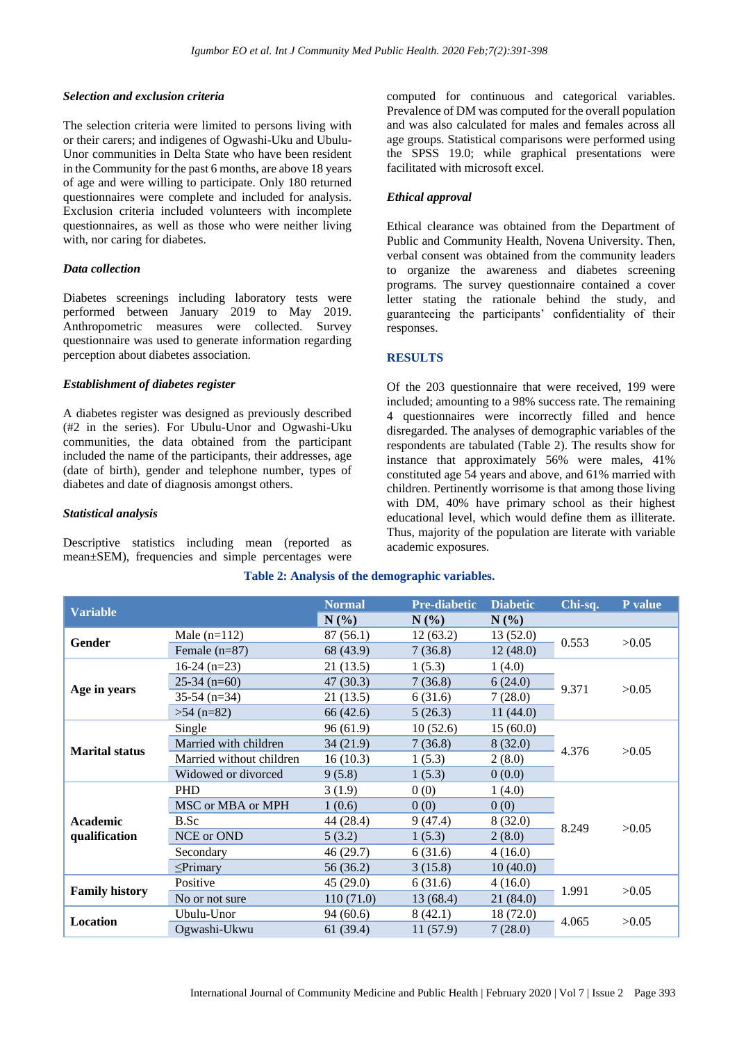### Selection and exclusion criteria

The selection criteria were limited to persons living with or their carers; and indigenes of Ogwashi-Uku and Ubulu-Unor communities in Delta State who have been resident in the Community for the past 6 months, are above 18 years of age and were willing to participate. Only 180 returned questionnaires were complete and included for analysis. Exclusion criteria included volunteers with incomplete questionnaires, as well as those who were neither living with, nor caring for diabetes.

### Data collection

Diabetes screenings including laboratory tests were performed between January 2019 to May 2019. Anthropometric measures were collected. Survey questionnaire was used to generate information regarding perception about diabetes association.

### Establishment of diabetes register

A diabetes register was designed as previously described (#2 in the series). For Ubulu-Unor and Ogwashi-Uku communities, the data obtained from the participant included the name of the participants, their addresses, age (date of birth), gender and telephone number, types of diabetes and date of diagnosis amongst others.

### Statistical analysis

Descriptive statistics including mean (reported as mean±SEM), frequencies and simple percentages were computed for continuous and categorical variables. Prevalence of DM was computed for the overall population and was also calculated for males and females across all age groups. Statistical comparisons were performed using the SPSS 19.0; while graphical presentations were facilitated with microsoft excel.

### Ethical approval

Ethical clearance was obtained from the Department of Public and Community Health, Novena University. Then, verbal consent was obtained from the community leaders to organize the awareness and diabetes screening programs. The survey questionnaire contained a cover letter stating the rationale behind the study, and guaranteeing the participants' confidentiality of their responses.

## RESULTS

Of the 203 questionnaire that were received, 199 were included; amounting to a 98% success rate. The remaining 4 questionnaires were incorrectly filled and hence disregarded. The analyses of demographic variables of the respondents are tabulated (Table 2). The results show for instance that approximately 56% were males, 41% constituted age 54 years and above, and 61% married with children. Pertinently worrisome is that among those living with DM, 40% have primary school as their highest educational level, which would define them as illiterate. Thus, majority of the population are literate with variable academic exposures.

**Table 2: Analysis of the demographic variables.**

| Variable | | Normal | Pre-diabetic | Diabetic | Chi-sq. | P value |
|---|---|---|---|---|---|---|
| | | N (%) | N (%) | N (%) | | |
| Gender | Male (n=112) | 87 (56.1) | 12 (63.2) | 13 (52.0) | 0.553 | >0.05 |
| | Female (n=87) | 68 (43.9) | 7 (36.8) | 12 (48.0) | | |
| Age in years | 16-24 (n=23) | 21 (13.5) | 1 (5.3) | 1 (4.0) | 9.371 | >0.05 |
| | 25-34 (n=60) | 47 (30.3) | 7 (36.8) | 6 (24.0) | | |
| | 35-54 (n=34) | 21 (13.5) | 6 (31.6) | 7 (28.0) | | |
| | >54 (n=82) | 66 (42.6) | 5 (26.3) | 11 (44.0) | | |
| Marital status | Single | 96 (61.9) | 10 (52.6) | 15 (60.0) | 4.376 | >0.05 |
| | Married with children | 34 (21.9) | 7 (36.8) | 8 (32.0) | | |
| | Married without children | 16 (10.3) | 1 (5.3) | 2 (8.0) | | |
| | Widowed or divorced | 9 (5.8) | 1 (5.3) | 0 (0.0) | | |
| Academic qualification | PHD | 3 (1.9) | 0 (0) | 1 (4.0) | 8.249 | >0.05 |
| | MSC or MBA or MPH | 1 (0.6) | 0 (0) | 0 (0) | | |
| | B.Sc | 44 (28.4) | 9 (47.4) | 8 (32.0) | | |
| | NCE or OND | 5 (3.2) | 1 (5.3) | 2 (8.0) | | |
| | Secondary | 46 (29.7) | 6 (31.6) | 4 (16.0) | | |
| | ≤Primary | 56 (36.2) | 3 (15.8) | 10 (40.0) | | |
| Family history | Positive | 45 (29.0) | 6 (31.6) | 4 (16.0) | 1.991 | >0.05 |
| | No or not sure | 110 (71.0) | 13 (68.4) | 21 (84.0) | | |
| Location | Ubulu-Unor | 94 (60.6) | 8 (42.1) | 18 (72.0) | 4.065 | >0.05 |
| | Ogwashi-Ukwu | 61 (39.4) | 11 (57.9) | 7 (28.0) | | |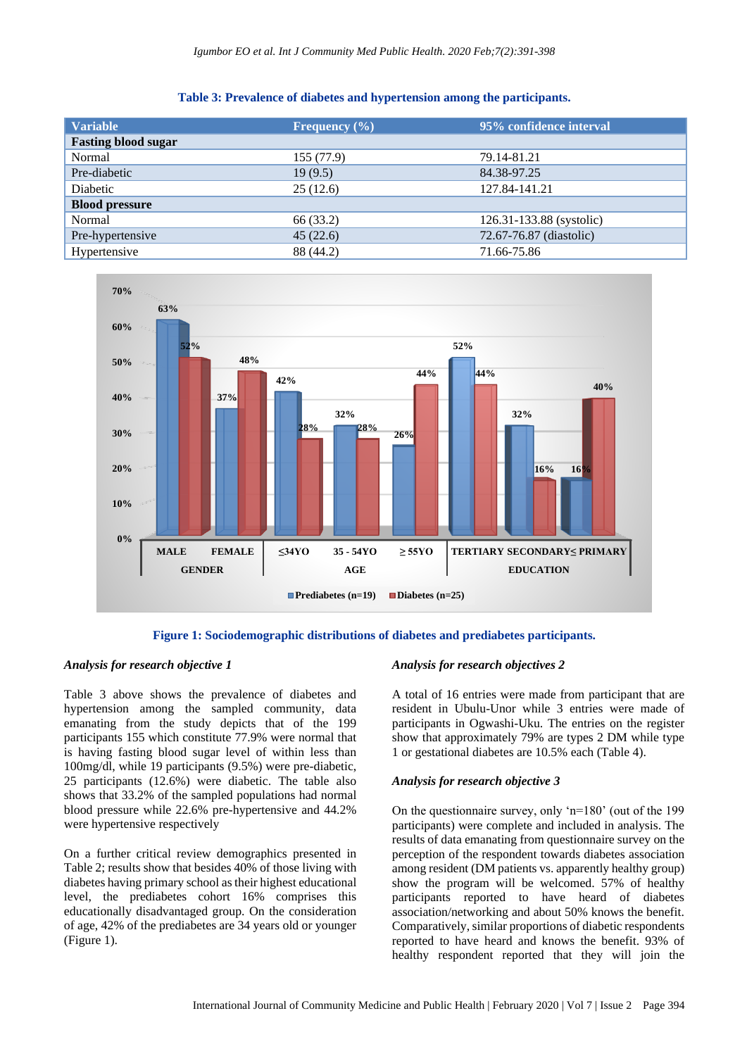**Table 3: Prevalence of diabetes and hypertension among the participants.**

| Variable | Frequency (%) | 95% confidence interval |
|---|---|---|
| **Fasting blood sugar** | | |
| Normal | 155 (77.9) | 79.14-81.21 |
| Pre-diabetic | 19 (9.5) | 84.38-97.25 |
| Diabetic | 25 (12.6) | 127.84-141.21 |
| **Blood pressure** | | |
| Normal | 66 (33.2) | 126.31-133.88 (systolic) |
| Pre-hypertensive | 45 (22.6) | 72.67-76.87 (diastolic) |
| Hypertensive | 88 (44.2) | 71.66-75.86 |

**Figure 1: Sociodemographic distributions of diabetes and prediabetes participants.**

### *Analysis for research objective 1*

Table 3 above shows the prevalence of diabetes and hypertension among the sampled community, data emanating from the study depicts that of the 199 participants 155 which constitute 77.9% were normal that is having fasting blood sugar level of within less than 100mg/dl, while 19 participants (9.5%) were pre-diabetic, 25 participants (12.6%) were diabetic. The table also shows that 33.2% of the sampled populations had normal blood pressure while 22.6% pre-hypertensive and 44.2% were hypertensive respectively

On a further critical review demographics presented in Table 2; results show that besides 40% of those living with diabetes having primary school as their highest educational level, the prediabetes cohort 16% comprises this educationally disadvantaged group. On the consideration of age, 42% of the prediabetes are 34 years old or younger (Figure 1).

### *Analysis for research objectives 2*

A total of 16 entries were made from participant that are resident in Ubulu-Unor while 3 entries were made of participants in Ogwashi-Uku. The entries on the register show that approximately 79% are types 2 DM while type 1 or gestational diabetes are 10.5% each (Table 4).

### *Analysis for research objective 3*

On the questionnaire survey, only 'n=180' (out of the 199 participants) were complete and included in analysis. The results of data emanating from questionnaire survey on the perception of the respondent towards diabetes association among resident (DM patients vs. apparently healthy group) show the program will be welcomed. 57% of healthy participants reported to have heard of diabetes association/networking and about 50% knows the benefit. Comparatively, similar proportions of diabetic respondents reported to have heard and knows the benefit. 93% of healthy respondent reported that they will join the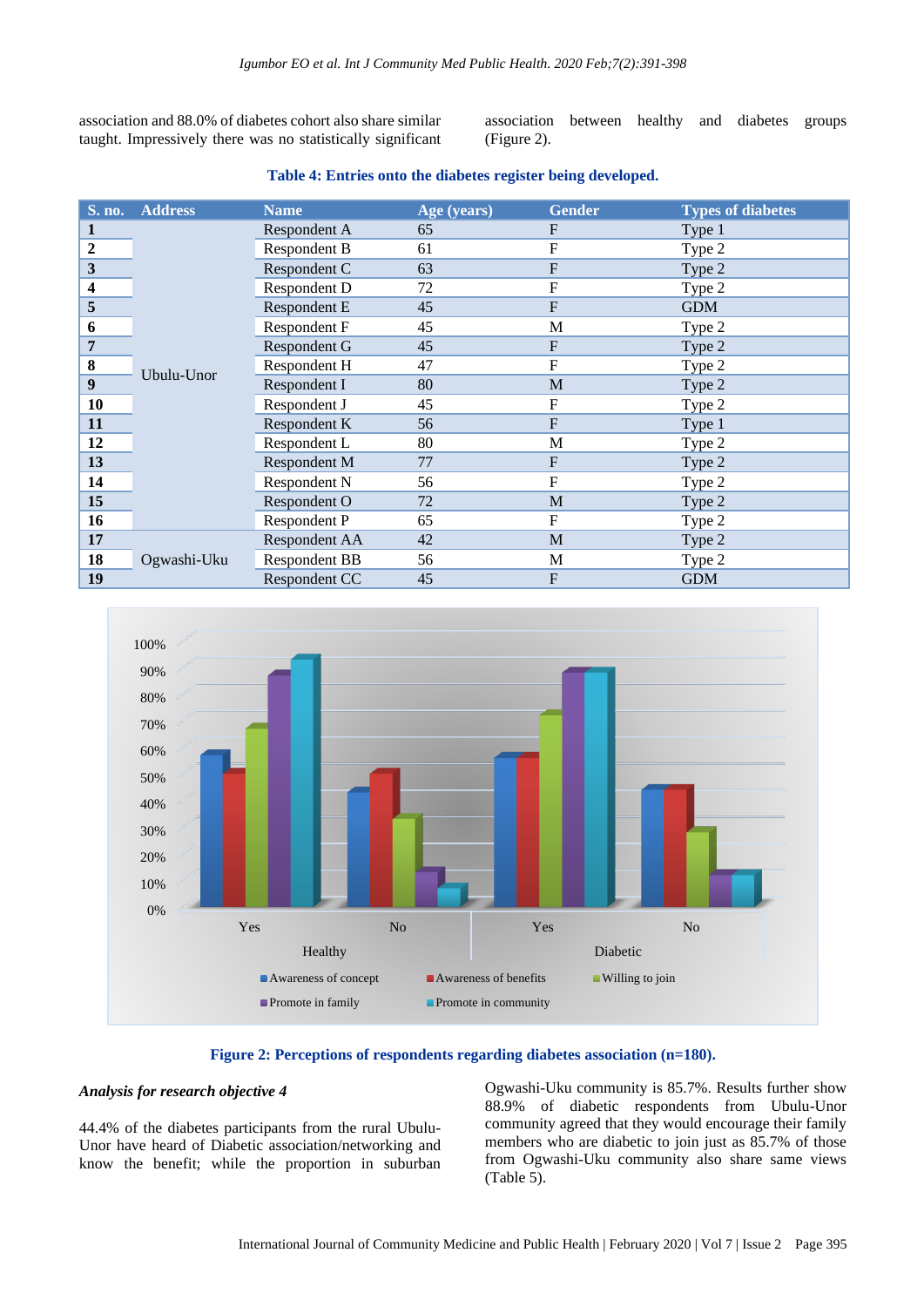association and 88.0% of diabetes cohort also share similar taught. Impressively there was no statistically significant association between healthy and diabetes groups (Figure 2).

**Table 4: Entries onto the diabetes register being developed.**

| S. no. | Address | Name | Age (years) | Gender | Types of diabetes |
|---|---|---|---|---|---|
| 1 | Ubulu-Unor | Respondent A | 65 | F | Type 1 |
| 2 | | Respondent B | 61 | F | Type 2 |
| 3 | | Respondent C | 63 | F | Type 2 |
| 4 | | Respondent D | 72 | F | Type 2 |
| 5 | | Respondent E | 45 | F | GDM |
| 6 | | Respondent F | 45 | M | Type 2 |
| 7 | | Respondent G | 45 | F | Type 2 |
| 8 | | Respondent H | 47 | F | Type 2 |
| 9 | | Respondent I | 80 | M | Type 2 |
| 10 | | Respondent J | 45 | F | Type 2 |
| 11 | | Respondent K | 56 | F | Type 1 |
| 12 | | Respondent L | 80 | M | Type 2 |
| 13 | | Respondent M | 77 | F | Type 2 |
| 14 | | Respondent N | 56 | F | Type 2 |
| 15 | | Respondent O | 72 | M | Type 2 |
| 16 | | Respondent P | 65 | F | Type 2 |
| 17 | Ogwashi-Uku | Respondent AA | 42 | M | Type 2 |
| 18 | | Respondent BB | 56 | M | Type 2 |
| 19 | | Respondent CC | 45 | F | GDM |

**Figure 2: Perceptions of respondents regarding diabetes association (n=180).**

***Analysis for research objective 4***

44.4% of the diabetes participants from the rural Ubulu-Unor have heard of Diabetic association/networking and know the benefit; while the proportion in suburban Ogwashi-Uku community is 85.7%. Results further show 88.9% of diabetic respondents from Ubulu-Unor community agreed that they would encourage their family members who are diabetic to join just as 85.7% of those from Ogwashi-Uku community also share same views (Table 5).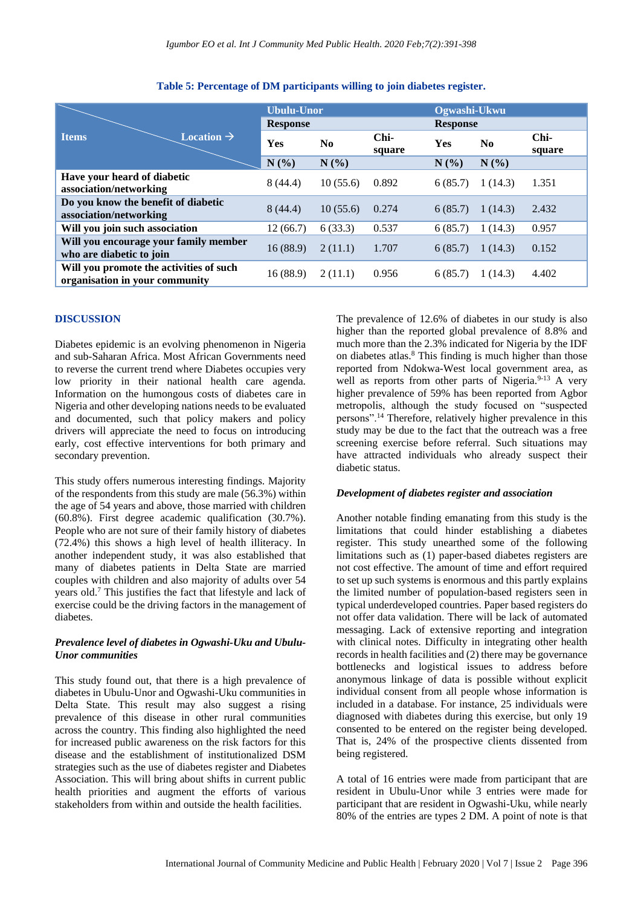**Table 5: Percentage of DM participants willing to join diabetes register.**

| Items / Location → | Ubulu-Unor | | | Ogwashi-Ukwu | | |
|---|---|---|---|---|---|---|
| | Response | | | Response | | |
| | Yes | No | Chi-square | Yes | No | Chi-square |
| | N (%) | N (%) | | N (%) | N (%) | |
| **Have your heard of diabetic association/networking** | 8 (44.4) | 10 (55.6) | 0.892 | 6 (85.7) | 1 (14.3) | 1.351 |
| **Do you know the benefit of diabetic association/networking** | 8 (44.4) | 10 (55.6) | 0.274 | 6 (85.7) | 1 (14.3) | 2.432 |
| **Will you join such association** | 12 (66.7) | 6 (33.3) | 0.537 | 6 (85.7) | 1 (14.3) | 0.957 |
| **Will you encourage your family member who are diabetic to join** | 16 (88.9) | 2 (11.1) | 1.707 | 6 (85.7) | 1 (14.3) | 0.152 |
| **Will you promote the activities of such organisation in your community** | 16 (88.9) | 2 (11.1) | 0.956 | 6 (85.7) | 1 (14.3) | 4.402 |

## DISCUSSION

Diabetes epidemic is an evolving phenomenon in Nigeria and sub-Saharan Africa. Most African Governments need to reverse the current trend where Diabetes occupies very low priority in their national health care agenda. Information on the humongous costs of diabetes care in Nigeria and other developing nations needs to be evaluated and documented, such that policy makers and policy drivers will appreciate the need to focus on introducing early, cost effective interventions for both primary and secondary prevention.

This study offers numerous interesting findings. Majority of the respondents from this study are male (56.3%) within the age of 54 years and above, those married with children (60.8%). First degree academic qualification (30.7%). People who are not sure of their family history of diabetes (72.4%) this shows a high level of health illiteracy. In another independent study, it was also established that many of diabetes patients in Delta State are married couples with children and also majority of adults over 54 years old.[7] This justifies the fact that lifestyle and lack of exercise could be the driving factors in the management of diabetes.

### *Prevalence level of diabetes in Ogwashi-Uku and Ubulu-Unor communities*

This study found out, that there is a high prevalence of diabetes in Ubulu-Unor and Ogwashi-Uku communities in Delta State. This result may also suggest a rising prevalence of this disease in other rural communities across the country. This finding also highlighted the need for increased public awareness on the risk factors for this disease and the establishment of institutionalized DSM strategies such as the use of diabetes register and Diabetes Association. This will bring about shifts in current public health priorities and augment the efforts of various stakeholders from within and outside the health facilities.

The prevalence of 12.6% of diabetes in our study is also higher than the reported global prevalence of 8.8% and much more than the 2.3% indicated for Nigeria by the IDF on diabetes atlas.[8] This finding is much higher than those reported from Ndokwa-West local government area, as well as reports from other parts of Nigeria.[9-13] A very higher prevalence of 59% has been reported from Agbor metropolis, although the study focused on "suspected persons".[14] Therefore, relatively higher prevalence in this study may be due to the fact that the outreach was a free screening exercise before referral. Such situations may have attracted individuals who already suspect their diabetic status.

### *Development of diabetes register and association*

Another notable finding emanating from this study is the limitations that could hinder establishing a diabetes register. This study unearthed some of the following limitations such as (1) paper-based diabetes registers are not cost effective. The amount of time and effort required to set up such systems is enormous and this partly explains the limited number of population-based registers seen in typical underdeveloped countries. Paper based registers do not offer data validation. There will be lack of automated messaging. Lack of extensive reporting and integration with clinical notes. Difficulty in integrating other health records in health facilities and (2) there may be governance bottlenecks and logistical issues to address before anonymous linkage of data is possible without explicit individual consent from all people whose information is included in a database. For instance, 25 individuals were diagnosed with diabetes during this exercise, but only 19 consented to be entered on the register being developed. That is, 24% of the prospective clients dissented from being registered.

A total of 16 entries were made from participant that are resident in Ubulu-Unor while 3 entries were made for participant that are resident in Ogwashi-Uku, while nearly 80% of the entries are types 2 DM. A point of note is that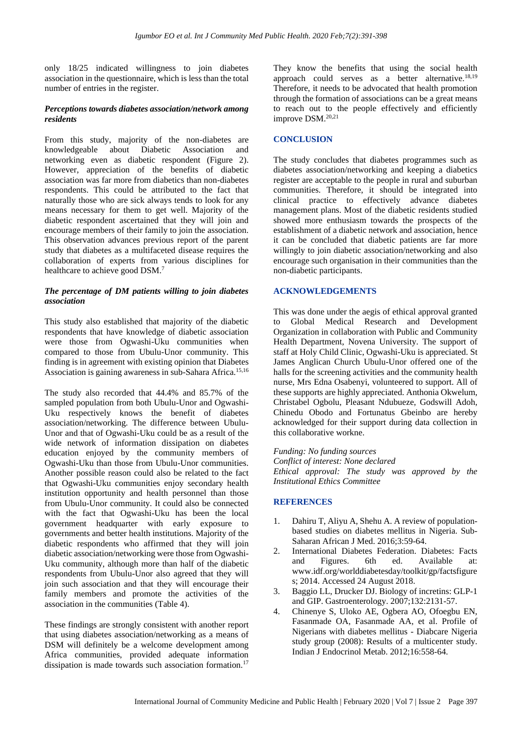only 18/25 indicated willingness to join diabetes association in the questionnaire, which is less than the total number of entries in the register.

### *Perceptions towards diabetes association/network among residents*

From this study, majority of the non-diabetes are knowledgeable about Diabetic Association and networking even as diabetic respondent (Figure 2). However, appreciation of the benefits of diabetic association was far more from diabetics than non-diabetes respondents. This could be attributed to the fact that naturally those who are sick always tends to look for any means necessary for them to get well. Majority of the diabetic respondent ascertained that they will join and encourage members of their family to join the association. This observation advances previous report of the parent study that diabetes as a multifaceted disease requires the collaboration of experts from various disciplines for healthcare to achieve good DSM.[7]

### *The percentage of DM patients willing to join diabetes association*

This study also established that majority of the diabetic respondents that have knowledge of diabetic association were those from Ogwashi-Uku communities when compared to those from Ubulu-Unor community. This finding is in agreement with existing opinion that Diabetes Association is gaining awareness in sub-Sahara Africa.[15,16]

The study also recorded that 44.4% and 85.7% of the sampled population from both Ubulu-Unor and Ogwashi-Uku respectively knows the benefit of diabetes association/networking. The difference between Ubulu-Unor and that of Ogwashi-Uku could be as a result of the wide network of information dissipation on diabetes education enjoyed by the community members of Ogwashi-Uku than those from Ubulu-Unor communities. Another possible reason could also be related to the fact that Ogwashi-Uku communities enjoy secondary health institution opportunity and health personnel than those from Ubulu-Unor community. It could also be connected with the fact that Ogwashi-Uku has been the local government headquarter with early exposure to governments and better health institutions. Majority of the diabetic respondents who affirmed that they will join diabetic association/networking were those from Ogwashi-Uku community, although more than half of the diabetic respondents from Ubulu-Unor also agreed that they will join such association and that they will encourage their family members and promote the activities of the association in the communities (Table 4).

These findings are strongly consistent with another report that using diabetes association/networking as a means of DSM will definitely be a welcome development among Africa communities, provided adequate information dissipation is made towards such association formation.[17]

They know the benefits that using the social health approach could serves as a better alternative.[18,19] Therefore, it needs to be advocated that health promotion through the formation of associations can be a great means to reach out to the people effectively and efficiently improve DSM.[20,21]

## CONCLUSION

The study concludes that diabetes programmes such as diabetes association/networking and keeping a diabetics register are acceptable to the people in rural and suburban communities. Therefore, it should be integrated into clinical practice to effectively advance diabetes management plans. Most of the diabetic residents studied showed more enthusiasm towards the prospects of the establishment of a diabetic network and association, hence it can be concluded that diabetic patients are far more willingly to join diabetic association/networking and also encourage such organisation in their communities than the non-diabetic participants.

## ACKNOWLEDGEMENTS

This was done under the aegis of ethical approval granted to Global Medical Research and Development Organization in collaboration with Public and Community Health Department, Novena University. The support of staff at Holy Child Clinic, Ogwashi-Uku is appreciated. St James Anglican Church Ubulu-Unor offered one of the halls for the screening activities and the community health nurse, Mrs Edna Osabenyi, volunteered to support. All of these supports are highly appreciated. Anthonia Okwelum, Christabel Ogbolu, Pleasant Ndubueze, Godswill Adoh, Chinedu Obodo and Fortunatus Gbeinbo are hereby acknowledged for their support during data collection in this collaborative workne.

*Funding: No funding sources*
*Conflict of interest: None declared*
*Ethical approval: The study was approved by the Institutional Ethics Committee*

## REFERENCES

1. Dahiru T, Aliyu A, Shehu A. A review of population-based studies on diabetes mellitus in Nigeria. Sub-Saharan African J Med. 2016;3:59-64.
2. International Diabetes Federation. Diabetes: Facts and Figures. 6th ed. Available at: www.idf.org/worlddiabetesday/toolkit/gp/factsfigures; 2014. Accessed 24 August 2018.
3. Baggio LL, Drucker DJ. Biology of incretins: GLP-1 and GIP. Gastroenterology. 2007;132:2131-57.
4. Chinenye S, Uloko AE, Ogbera AO, Ofoegbu EN, Fasanmade OA, Fasanmade AA, et al. Profile of Nigerians with diabetes mellitus - Diabcare Nigeria study group (2008): Results of a multicenter study. Indian J Endocrinol Metab. 2012;16:558-64.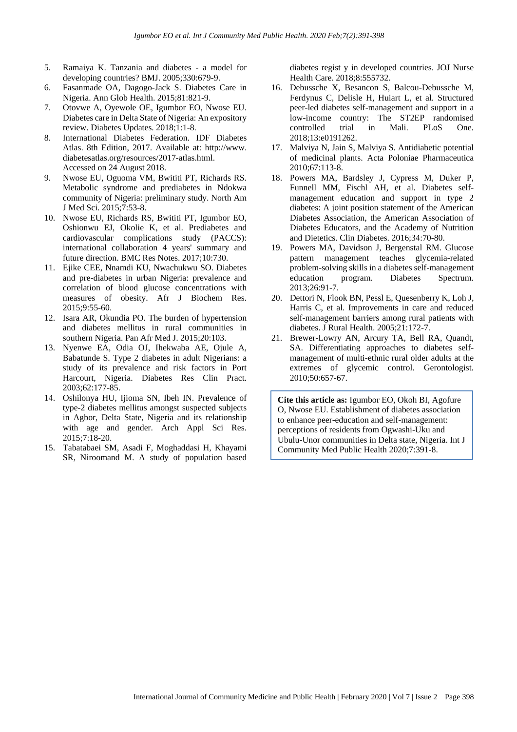5. Ramaiya K. Tanzania and diabetes - a model for developing countries? BMJ. 2005;330:679-9.
6. Fasanmade OA, Dagogo-Jack S. Diabetes Care in Nigeria. Ann Glob Health. 2015;81:821-9.
7. Otovwe A, Oyewole OE, Igumbor EO, Nwose EU. Diabetes care in Delta State of Nigeria: An expository review. Diabetes Updates. 2018;1:1-8.
8. International Diabetes Federation. IDF Diabetes Atlas. 8th Edition, 2017. Available at: http://www.diabetesatlas.org/resources/2017-atlas.html. Accessed on 24 August 2018.
9. Nwose EU, Oguoma VM, Bwititi PT, Richards RS. Metabolic syndrome and prediabetes in Ndokwa community of Nigeria: preliminary study. North Am J Med Sci. 2015;7:53-8.
10. Nwose EU, Richards RS, Bwititi PT, Igumbor EO, Oshionwu EJ, Okolie K, et al. Prediabetes and cardiovascular complications study (PACCS): international collaboration 4 years' summary and future direction. BMC Res Notes. 2017;10:730.
11. Ejike CEE, Nnamdi KU, Nwachukwu SO. Diabetes and pre-diabetes in urban Nigeria: prevalence and correlation of blood glucose concentrations with measures of obesity. Afr J Biochem Res. 2015;9:55-60.
12. Isara AR, Okundia PO. The burden of hypertension and diabetes mellitus in rural communities in southern Nigeria. Pan Afr Med J. 2015;20:103.
13. Nyenwe EA, Odia OJ, Ihekwaba AE, Ojule A, Babatunde S. Type 2 diabetes in adult Nigerians: a study of its prevalence and risk factors in Port Harcourt, Nigeria. Diabetes Res Clin Pract. 2003;62:177-85.
14. Oshilonya HU, Ijioma SN, Ibeh IN. Prevalence of type-2 diabetes mellitus amongst suspected subjects in Agbor, Delta State, Nigeria and its relationship with age and gender. Arch Appl Sci Res. 2015;7:18-20.
15. Tabatabaei SM, Asadi F, Moghaddasi H, Khayami SR, Niroomand M. A study of population based diabetes regist y in developed countries. JOJ Nurse Health Care. 2018;8:555732.
16. Debussche X, Besancon S, Balcou-Debussche M, Ferdynus C, Delisle H, Huiart L, et al. Structured peer-led diabetes self-management and support in a low-income country: The ST2EP randomised controlled trial in Mali. PLoS One. 2018;13:e0191262.
17. Malviya N, Jain S, Malviya S. Antidiabetic potential of medicinal plants. Acta Poloniae Pharmaceutica 2010;67:113-8.
18. Powers MA, Bardsley J, Cypress M, Duker P, Funnell MM, Fischl AH, et al. Diabetes self-management education and support in type 2 diabetes: A joint position statement of the American Diabetes Association, the American Association of Diabetes Educators, and the Academy of Nutrition and Dietetics. Clin Diabetes. 2016;34:70-80.
19. Powers MA, Davidson J, Bergenstal RM. Glucose pattern management teaches glycemia-related problem-solving skills in a diabetes self-management education program. Diabetes Spectrum. 2013;26:91-7.
20. Dettori N, Flook BN, Pessl E, Quesenberry K, Loh J, Harris C, et al. Improvements in care and reduced self-management barriers among rural patients with diabetes. J Rural Health. 2005;21:172-7.
21. Brewer-Lowry AN, Arcury TA, Bell RA, Quandt, SA. Differentiating approaches to diabetes self-management of multi-ethnic rural older adults at the extremes of glycemic control. Gerontologist. 2010;50:657-67.

**Cite this article as:** Igumbor EO, Okoh BI, Agofure O, Nwose EU. Establishment of diabetes association to enhance peer-education and self-management: perceptions of residents from Ogwashi-Uku and Ubulu-Unor communities in Delta state, Nigeria. Int J Community Med Public Health 2020;7:391-8.